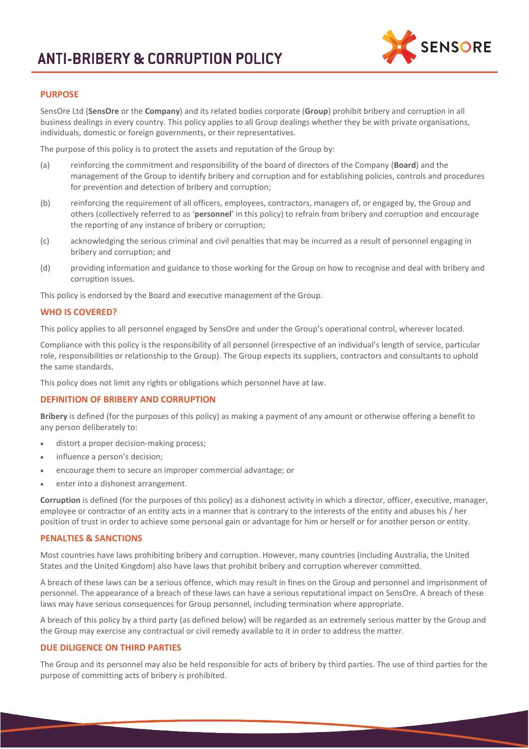# ANTI-BRIBERY & CORRUPTION POLICY

## PURPOSE

SensOre Ltd (**SensOre** or the **Company**) and its related bodies corporate (**Group**) prohibit bribery and corruption in all business dealings in every country. This policy applies to all Group dealings whether they be with private organisations, individuals, domestic or foreign governments, or their representatives.

The purpose of this policy is to protect the assets and reputation of the Group by:

(a) reinforcing the commitment and responsibility of the board of directors of the Company (**Board**) and the management of the Group to identify bribery and corruption and for establishing policies, controls and procedures for prevention and detection of bribery and corruption;

(b) reinforcing the requirement of all officers, employees, contractors, managers of, or engaged by, the Group and others (collectively referred to as '**personnel**' in this policy) to refrain from bribery and corruption and encourage the reporting of any instance of bribery or corruption;

(c) acknowledging the serious criminal and civil penalties that may be incurred as a result of personnel engaging in bribery and corruption; and

(d) providing information and guidance to those working for the Group on how to recognise and deal with bribery and corruption issues.

This policy is endorsed by the Board and executive management of the Group.

## WHO IS COVERED?

This policy applies to all personnel engaged by SensOre and under the Group's operational control, wherever located.

Compliance with this policy is the responsibility of all personnel (irrespective of an individual's length of service, particular role, responsibilities or relationship to the Group). The Group expects its suppliers, contractors and consultants to uphold the same standards.

This policy does not limit any rights or obligations which personnel have at law.

## DEFINITION OF BRIBERY AND CORRUPTION

**Bribery** is defined (for the purposes of this policy) as making a payment of any amount or otherwise offering a benefit to any person deliberately to:

- distort a proper decision-making process;
- influence a person's decision;
- encourage them to secure an improper commercial advantage; or
- enter into a dishonest arrangement.

**Corruption** is defined (for the purposes of this policy) as a dishonest activity in which a director, officer, executive, manager, employee or contractor of an entity acts in a manner that is contrary to the interests of the entity and abuses his / her position of trust in order to achieve some personal gain or advantage for him or herself or for another person or entity.

## PENALTIES & SANCTIONS

Most countries have laws prohibiting bribery and corruption. However, many countries (including Australia, the United States and the United Kingdom) also have laws that prohibit bribery and corruption wherever committed.

A breach of these laws can be a serious offence, which may result in fines on the Group and personnel and imprisonment of personnel. The appearance of a breach of these laws can have a serious reputational impact on SensOre. A breach of these laws may have serious consequences for Group personnel, including termination where appropriate.

A breach of this policy by a third party (as defined below) will be regarded as an extremely serious matter by the Group and the Group may exercise any contractual or civil remedy available to it in order to address the matter.

## DUE DILIGENCE ON THIRD PARTIES

The Group and its personnel may also be held responsible for acts of bribery by third parties. The use of third parties for the purpose of committing acts of bribery is prohibited.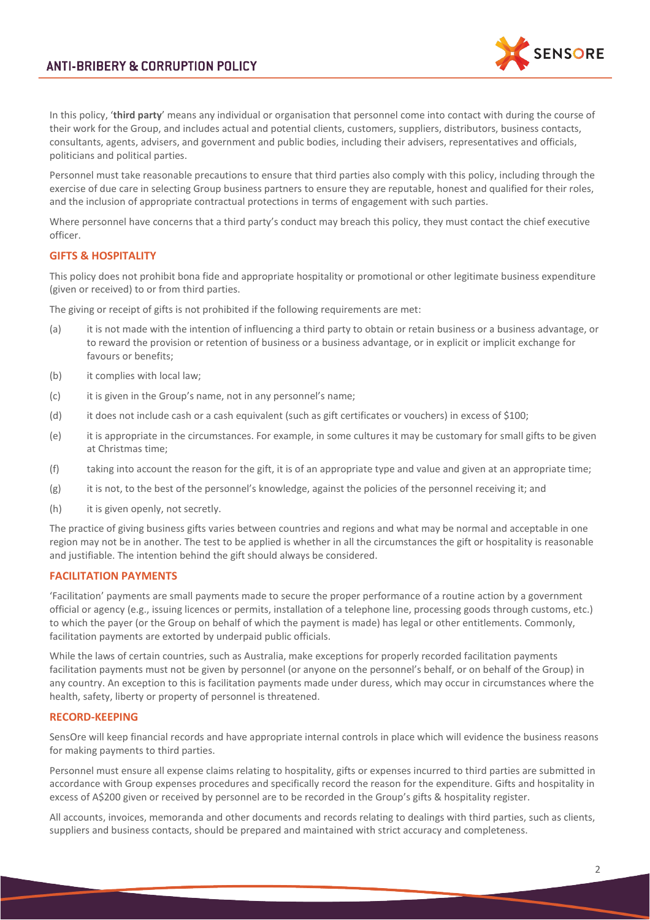In this policy, '**third party**' means any individual or organisation that personnel come into contact with during the course of their work for the Group, and includes actual and potential clients, customers, suppliers, distributors, business contacts, consultants, agents, advisers, and government and public bodies, including their advisers, representatives and officials, politicians and political parties.

Personnel must take reasonable precautions to ensure that third parties also comply with this policy, including through the exercise of due care in selecting Group business partners to ensure they are reputable, honest and qualified for their roles, and the inclusion of appropriate contractual protections in terms of engagement with such parties.

Where personnel have concerns that a third party's conduct may breach this policy, they must contact the chief executive officer.

## GIFTS & HOSPITALITY

This policy does not prohibit bona fide and appropriate hospitality or promotional or other legitimate business expenditure (given or received) to or from third parties.

The giving or receipt of gifts is not prohibited if the following requirements are met:

(a) it is not made with the intention of influencing a third party to obtain or retain business or a business advantage, or to reward the provision or retention of business or a business advantage, or in explicit or implicit exchange for favours or benefits;

(b) it complies with local law;

(c) it is given in the Group's name, not in any personnel's name;

(d) it does not include cash or a cash equivalent (such as gift certificates or vouchers) in excess of $100;

(e) it is appropriate in the circumstances. For example, in some cultures it may be customary for small gifts to be given at Christmas time;

(f) taking into account the reason for the gift, it is of an appropriate type and value and given at an appropriate time;

(g) it is not, to the best of the personnel's knowledge, against the policies of the personnel receiving it; and

(h) it is given openly, not secretly.

The practice of giving business gifts varies between countries and regions and what may be normal and acceptable in one region may not be in another. The test to be applied is whether in all the circumstances the gift or hospitality is reasonable and justifiable. The intention behind the gift should always be considered.

## FACILITATION PAYMENTS

'Facilitation' payments are small payments made to secure the proper performance of a routine action by a government official or agency (e.g., issuing licences or permits, installation of a telephone line, processing goods through customs, etc.) to which the payer (or the Group on behalf of which the payment is made) has legal or other entitlements. Commonly, facilitation payments are extorted by underpaid public officials.

While the laws of certain countries, such as Australia, make exceptions for properly recorded facilitation payments facilitation payments must not be given by personnel (or anyone on the personnel's behalf, or on behalf of the Group) in any country. An exception to this is facilitation payments made under duress, which may occur in circumstances where the health, safety, liberty or property of personnel is threatened.

## RECORD-KEEPING

SensOre will keep financial records and have appropriate internal controls in place which will evidence the business reasons for making payments to third parties.

Personnel must ensure all expense claims relating to hospitality, gifts or expenses incurred to third parties are submitted in accordance with Group expenses procedures and specifically record the reason for the expenditure. Gifts and hospitality in excess of A$200 given or received by personnel are to be recorded in the Group's gifts & hospitality register.

All accounts, invoices, memoranda and other documents and records relating to dealings with third parties, such as clients, suppliers and business contacts, should be prepared and maintained with strict accuracy and completeness.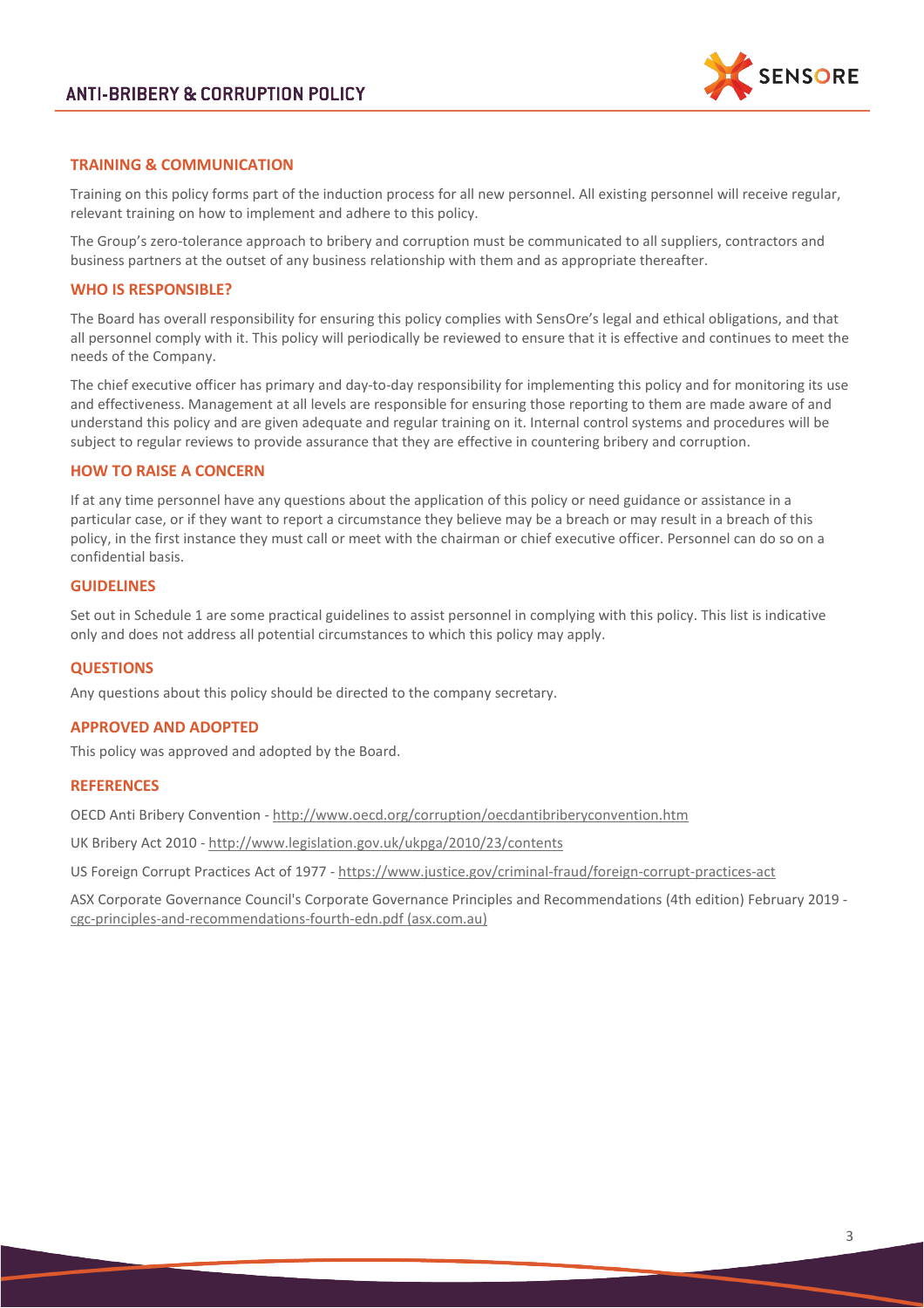## TRAINING & COMMUNICATION

Training on this policy forms part of the induction process for all new personnel. All existing personnel will receive regular, relevant training on how to implement and adhere to this policy.

The Group's zero-tolerance approach to bribery and corruption must be communicated to all suppliers, contractors and business partners at the outset of any business relationship with them and as appropriate thereafter.

## WHO IS RESPONSIBLE?

The Board has overall responsibility for ensuring this policy complies with SensOre's legal and ethical obligations, and that all personnel comply with it. This policy will periodically be reviewed to ensure that it is effective and continues to meet the needs of the Company.

The chief executive officer has primary and day-to-day responsibility for implementing this policy and for monitoring its use and effectiveness. Management at all levels are responsible for ensuring those reporting to them are made aware of and understand this policy and are given adequate and regular training on it. Internal control systems and procedures will be subject to regular reviews to provide assurance that they are effective in countering bribery and corruption.

## HOW TO RAISE A CONCERN

If at any time personnel have any questions about the application of this policy or need guidance or assistance in a particular case, or if they want to report a circumstance they believe may be a breach or may result in a breach of this policy, in the first instance they must call or meet with the chairman or chief executive officer. Personnel can do so on a confidential basis.

## GUIDELINES

Set out in Schedule 1 are some practical guidelines to assist personnel in complying with this policy. This list is indicative only and does not address all potential circumstances to which this policy may apply.

## QUESTIONS

Any questions about this policy should be directed to the company secretary.

## APPROVED AND ADOPTED

This policy was approved and adopted by the Board.

## REFERENCES

OECD Anti Bribery Convention - http://www.oecd.org/corruption/oecdantibriberyconvention.htm

UK Bribery Act 2010 - http://www.legislation.gov.uk/ukpga/2010/23/contents

US Foreign Corrupt Practices Act of 1977 - https://www.justice.gov/criminal-fraud/foreign-corrupt-practices-act

ASX Corporate Governance Council's Corporate Governance Principles and Recommendations (4th edition) February 2019 - cgc-principles-and-recommendations-fourth-edn.pdf (asx.com.au)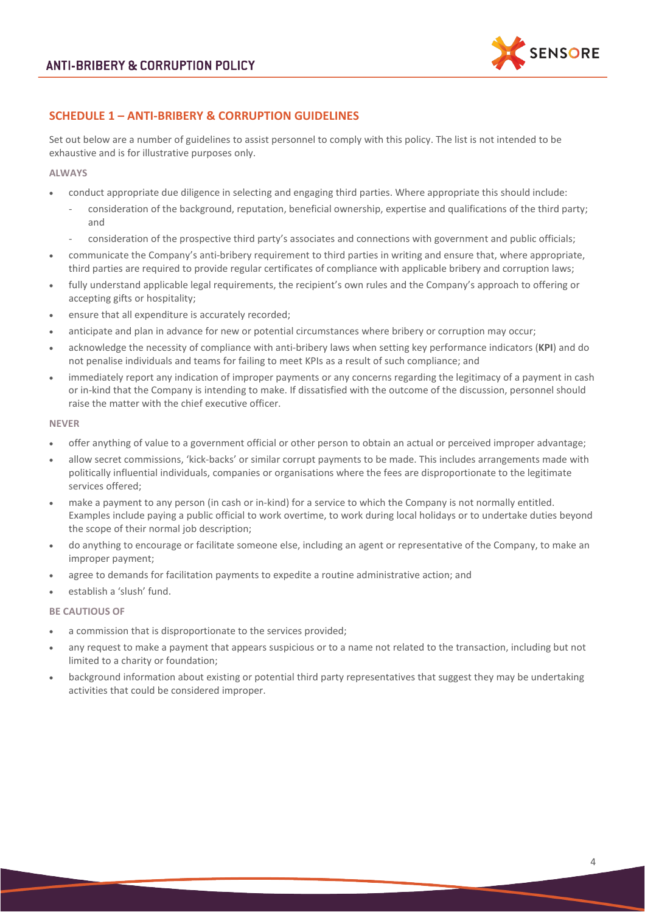## SCHEDULE 1 – ANTI-BRIBERY & CORRUPTION GUIDELINES

Set out below are a number of guidelines to assist personnel to comply with this policy. The list is not intended to be exhaustive and is for illustrative purposes only.

#### ALWAYS

- conduct appropriate due diligence in selecting and engaging third parties. Where appropriate this should include:
  - consideration of the background, reputation, beneficial ownership, expertise and qualifications of the third party; and
  - consideration of the prospective third party's associates and connections with government and public officials;
- communicate the Company's anti-bribery requirement to third parties in writing and ensure that, where appropriate, third parties are required to provide regular certificates of compliance with applicable bribery and corruption laws;
- fully understand applicable legal requirements, the recipient's own rules and the Company's approach to offering or accepting gifts or hospitality;
- ensure that all expenditure is accurately recorded;
- anticipate and plan in advance for new or potential circumstances where bribery or corruption may occur;
- acknowledge the necessity of compliance with anti-bribery laws when setting key performance indicators (**KPI**) and do not penalise individuals and teams for failing to meet KPIs as a result of such compliance; and
- immediately report any indication of improper payments or any concerns regarding the legitimacy of a payment in cash or in-kind that the Company is intending to make. If dissatisfied with the outcome of the discussion, personnel should raise the matter with the chief executive officer.

#### NEVER

- offer anything of value to a government official or other person to obtain an actual or perceived improper advantage;
- allow secret commissions, 'kick-backs' or similar corrupt payments to be made. This includes arrangements made with politically influential individuals, companies or organisations where the fees are disproportionate to the legitimate services offered;
- make a payment to any person (in cash or in-kind) for a service to which the Company is not normally entitled. Examples include paying a public official to work overtime, to work during local holidays or to undertake duties beyond the scope of their normal job description;
- do anything to encourage or facilitate someone else, including an agent or representative of the Company, to make an improper payment;
- agree to demands for facilitation payments to expedite a routine administrative action; and
- establish a 'slush' fund.

#### BE CAUTIOUS OF

- a commission that is disproportionate to the services provided;
- any request to make a payment that appears suspicious or to a name not related to the transaction, including but not limited to a charity or foundation;
- background information about existing or potential third party representatives that suggest they may be undertaking activities that could be considered improper.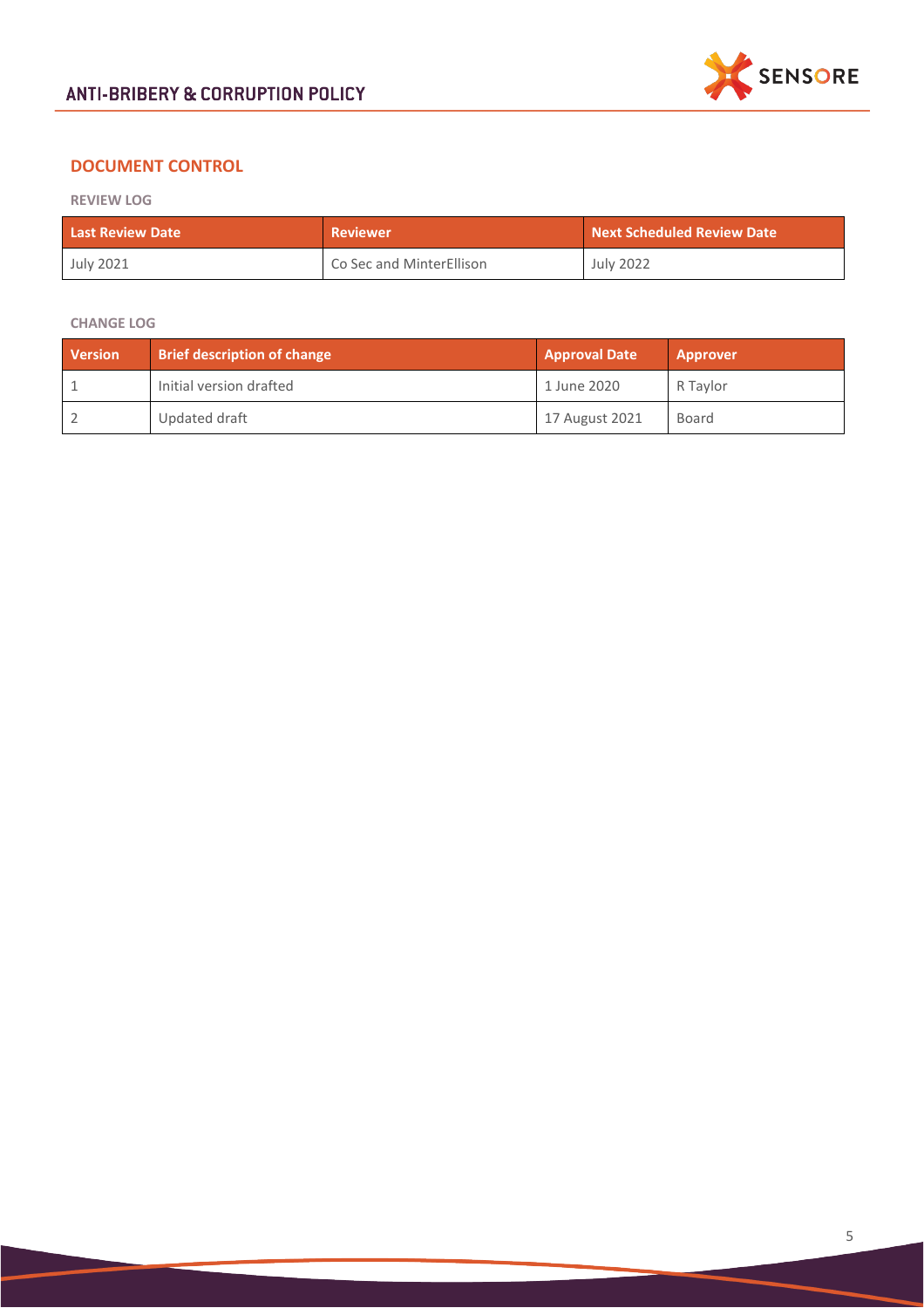## DOCUMENT CONTROL

### REVIEW LOG

| Last Review Date | Reviewer | Next Scheduled Review Date |
|---|---|---|
| July 2021 | Co Sec and MinterEllison | July 2022 |

### CHANGE LOG

| Version | Brief description of change | Approval Date | Approver |
|---|---|---|---|
| 1 | Initial version drafted | 1 June 2020 | R Taylor |
| 2 | Updated draft | 17 August 2021 | Board |